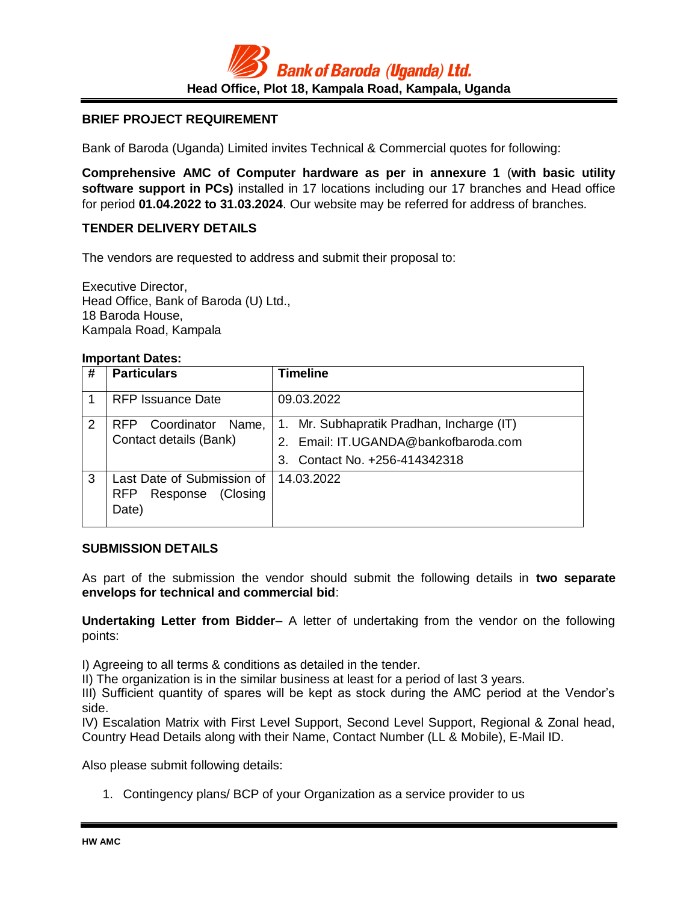# Bank of Baroda (Uganda) Ltd.

**Head Office, Plot 18, Kampala Road, Kampala, Uganda**

## BRIEF PROJECT REQUIREMENT

Bank of Baroda (Uganda) Limited invites Technical & Commercial quotes for following:

**Comprehensive AMC of Computer hardware as per in annexure 1** (**with basic utility software support in PCs)** installed in 17 locations including our 17 branches and Head office for period **01.04.2022 to 31.03.2024**. Our website may be referred for address of branches.

## TENDER DELIVERY DETAILS

The vendors are requested to address and submit their proposal to:

Executive Director,
Head Office, Bank of Baroda (U) Ltd.,
18 Baroda House,
Kampala Road, Kampala

**Important Dates:**

| # | Particulars | Timeline |
|---|---|---|
| 1 | RFP Issuance Date | 09.03.2022 |
| 2 | RFP Coordinator Name, Contact details (Bank) | 1. Mr. Subhapratik Pradhan, Incharge (IT)<br>2. Email: IT.UGANDA@bankofbaroda.com<br>3. Contact No. +256-414342318 |
| 3 | Last Date of Submission of RFP Response (Closing Date) | 14.03.2022 |

## SUBMISSION DETAILS

As part of the submission the vendor should submit the following details in **two separate envelops for technical and commercial bid**:

**Undertaking Letter from Bidder**– A letter of undertaking from the vendor on the following points:

I) Agreeing to all terms & conditions as detailed in the tender.
II) The organization is in the similar business at least for a period of last 3 years.
III) Sufficient quantity of spares will be kept as stock during the AMC period at the Vendor's side.
IV) Escalation Matrix with First Level Support, Second Level Support, Regional & Zonal head, Country Head Details along with their Name, Contact Number (LL & Mobile), E-Mail ID.

Also please submit following details:

1. Contingency plans/ BCP of your Organization as a service provider to us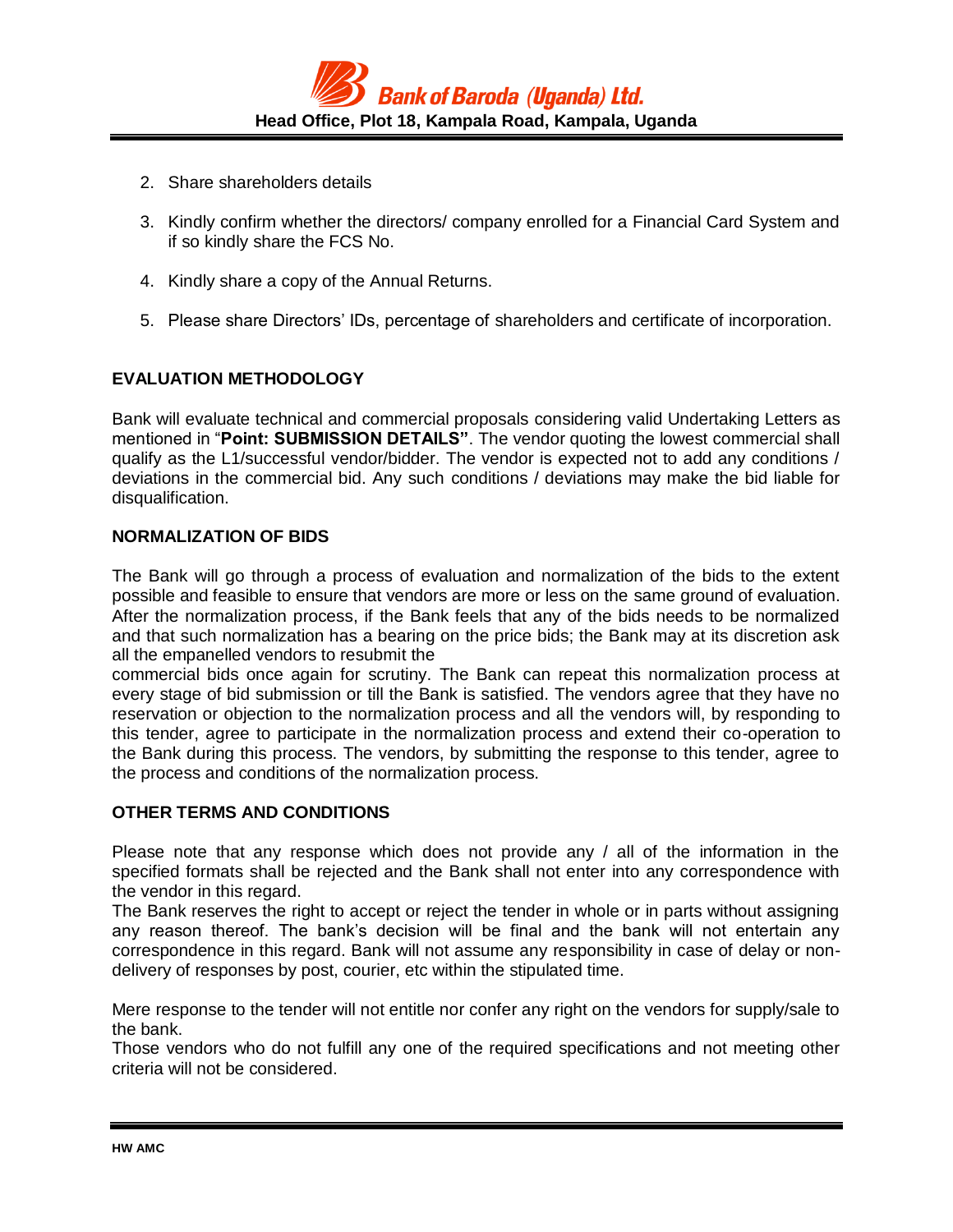2. Share shareholders details

3. Kindly confirm whether the directors/ company enrolled for a Financial Card System and if so kindly share the FCS No.

4. Kindly share a copy of the Annual Returns.

5. Please share Directors' IDs, percentage of shareholders and certificate of incorporation.

## EVALUATION METHODOLOGY

Bank will evaluate technical and commercial proposals considering valid Undertaking Letters as mentioned in "**Point: SUBMISSION DETAILS"**. The vendor quoting the lowest commercial shall qualify as the L1/successful vendor/bidder. The vendor is expected not to add any conditions / deviations in the commercial bid. Any such conditions / deviations may make the bid liable for disqualification.

## NORMALIZATION OF BIDS

The Bank will go through a process of evaluation and normalization of the bids to the extent possible and feasible to ensure that vendors are more or less on the same ground of evaluation. After the normalization process, if the Bank feels that any of the bids needs to be normalized and that such normalization has a bearing on the price bids; the Bank may at its discretion ask all the empanelled vendors to resubmit the commercial bids once again for scrutiny. The Bank can repeat this normalization process at every stage of bid submission or till the Bank is satisfied. The vendors agree that they have no reservation or objection to the normalization process and all the vendors will, by responding to this tender, agree to participate in the normalization process and extend their co-operation to the Bank during this process. The vendors, by submitting the response to this tender, agree to the process and conditions of the normalization process.

## OTHER TERMS AND CONDITIONS

Please note that any response which does not provide any / all of the information in the specified formats shall be rejected and the Bank shall not enter into any correspondence with the vendor in this regard.

The Bank reserves the right to accept or reject the tender in whole or in parts without assigning any reason thereof. The bank's decision will be final and the bank will not entertain any correspondence in this regard. Bank will not assume any responsibility in case of delay or non-delivery of responses by post, courier, etc within the stipulated time.

Mere response to the tender will not entitle nor confer any right on the vendors for supply/sale to the bank.

Those vendors who do not fulfill any one of the required specifications and not meeting other criteria will not be considered.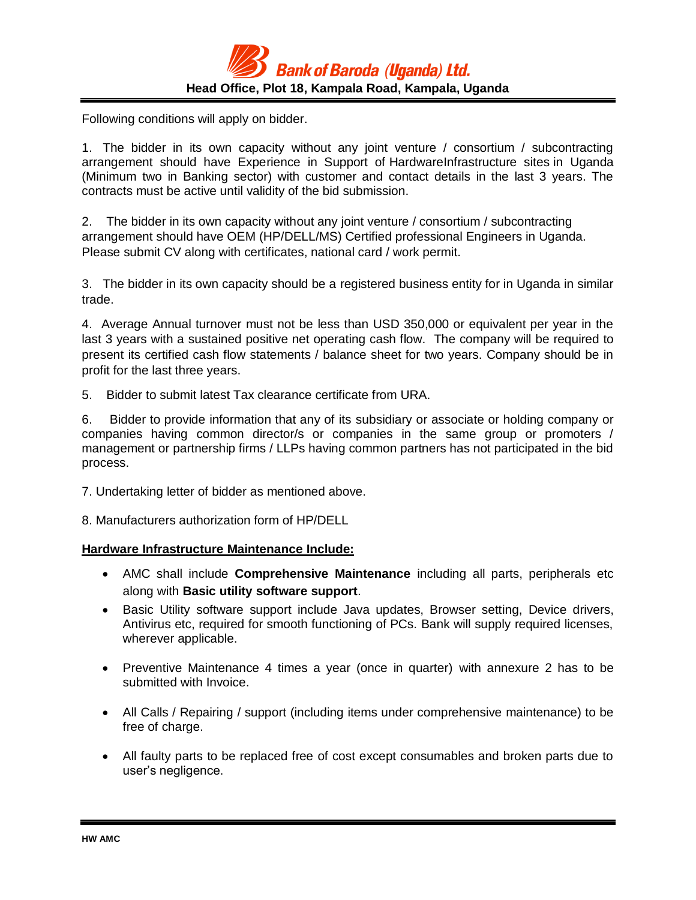Following conditions will apply on bidder.

1. The bidder in its own capacity without any joint venture / consortium / subcontracting arrangement should have Experience in Support of HardwareInfrastructure sites in Uganda (Minimum two in Banking sector) with customer and contact details in the last 3 years. The contracts must be active until validity of the bid submission.

2. The bidder in its own capacity without any joint venture / consortium / subcontracting arrangement should have OEM (HP/DELL/MS) Certified professional Engineers in Uganda. Please submit CV along with certificates, national card / work permit.

3. The bidder in its own capacity should be a registered business entity for in Uganda in similar trade.

4. Average Annual turnover must not be less than USD 350,000 or equivalent per year in the last 3 years with a sustained positive net operating cash flow. The company will be required to present its certified cash flow statements / balance sheet for two years. Company should be in profit for the last three years.

5. Bidder to submit latest Tax clearance certificate from URA.

6. Bidder to provide information that any of its subsidiary or associate or holding company or companies having common director/s or companies in the same group or promoters / management or partnership firms / LLPs having common partners has not participated in the bid process.

7. Undertaking letter of bidder as mentioned above.

8. Manufacturers authorization form of HP/DELL

**Hardware Infrastructure Maintenance Include:**

- AMC shall include **Comprehensive Maintenance** including all parts, peripherals etc along with **Basic utility software support**.
- Basic Utility software support include Java updates, Browser setting, Device drivers, Antivirus etc, required for smooth functioning of PCs. Bank will supply required licenses, wherever applicable.
- Preventive Maintenance 4 times a year (once in quarter) with annexure 2 has to be submitted with Invoice.
- All Calls / Repairing / support (including items under comprehensive maintenance) to be free of charge.
- All faulty parts to be replaced free of cost except consumables and broken parts due to user's negligence.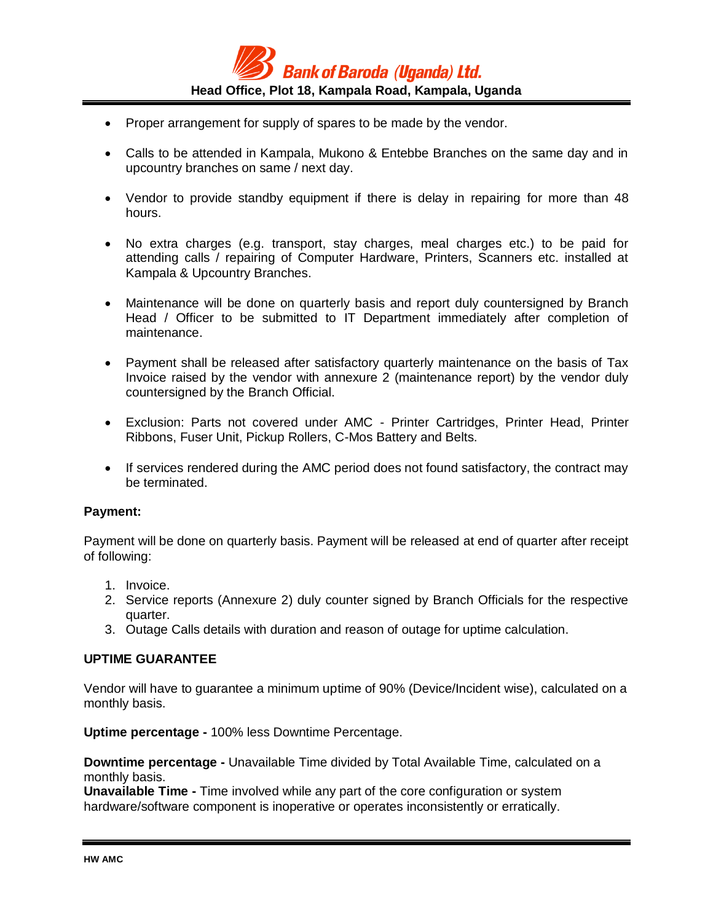- Proper arrangement for supply of spares to be made by the vendor.
- Calls to be attended in Kampala, Mukono & Entebbe Branches on the same day and in upcountry branches on same / next day.
- Vendor to provide standby equipment if there is delay in repairing for more than 48 hours.
- No extra charges (e.g. transport, stay charges, meal charges etc.) to be paid for attending calls / repairing of Computer Hardware, Printers, Scanners etc. installed at Kampala & Upcountry Branches.
- Maintenance will be done on quarterly basis and report duly countersigned by Branch Head / Officer to be submitted to IT Department immediately after completion of maintenance.
- Payment shall be released after satisfactory quarterly maintenance on the basis of Tax Invoice raised by the vendor with annexure 2 (maintenance report) by the vendor duly countersigned by the Branch Official.
- Exclusion: Parts not covered under AMC - Printer Cartridges, Printer Head, Printer Ribbons, Fuser Unit, Pickup Rollers, C-Mos Battery and Belts.
- If services rendered during the AMC period does not found satisfactory, the contract may be terminated.

**Payment:**

Payment will be done on quarterly basis. Payment will be released at end of quarter after receipt of following:

1. Invoice.
2. Service reports (Annexure 2) duly counter signed by Branch Officials for the respective quarter.
3. Outage Calls details with duration and reason of outage for uptime calculation.

**UPTIME GUARANTEE**

Vendor will have to guarantee a minimum uptime of 90% (Device/Incident wise), calculated on a monthly basis.

**Uptime percentage -** 100% less Downtime Percentage.

**Downtime percentage -** Unavailable Time divided by Total Available Time, calculated on a monthly basis.
**Unavailable Time -** Time involved while any part of the core configuration or system hardware/software component is inoperative or operates inconsistently or erratically.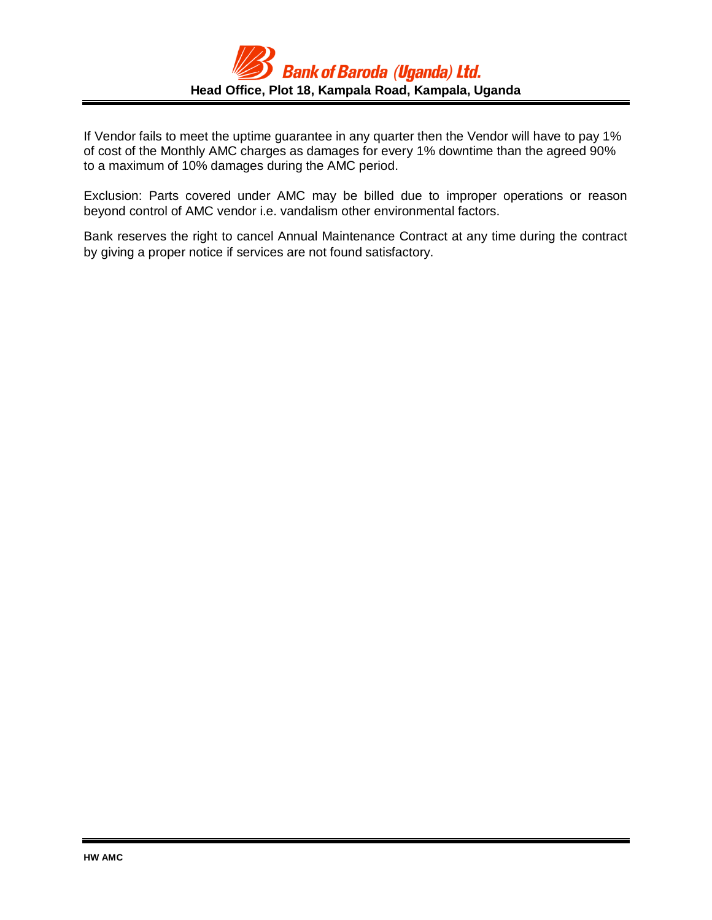If Vendor fails to meet the uptime guarantee in any quarter then the Vendor will have to pay 1% of cost of the Monthly AMC charges as damages for every 1% downtime than the agreed 90% to a maximum of 10% damages during the AMC period.

Exclusion: Parts covered under AMC may be billed due to improper operations or reason beyond control of AMC vendor i.e. vandalism other environmental factors.

Bank reserves the right to cancel Annual Maintenance Contract at any time during the contract by giving a proper notice if services are not found satisfactory.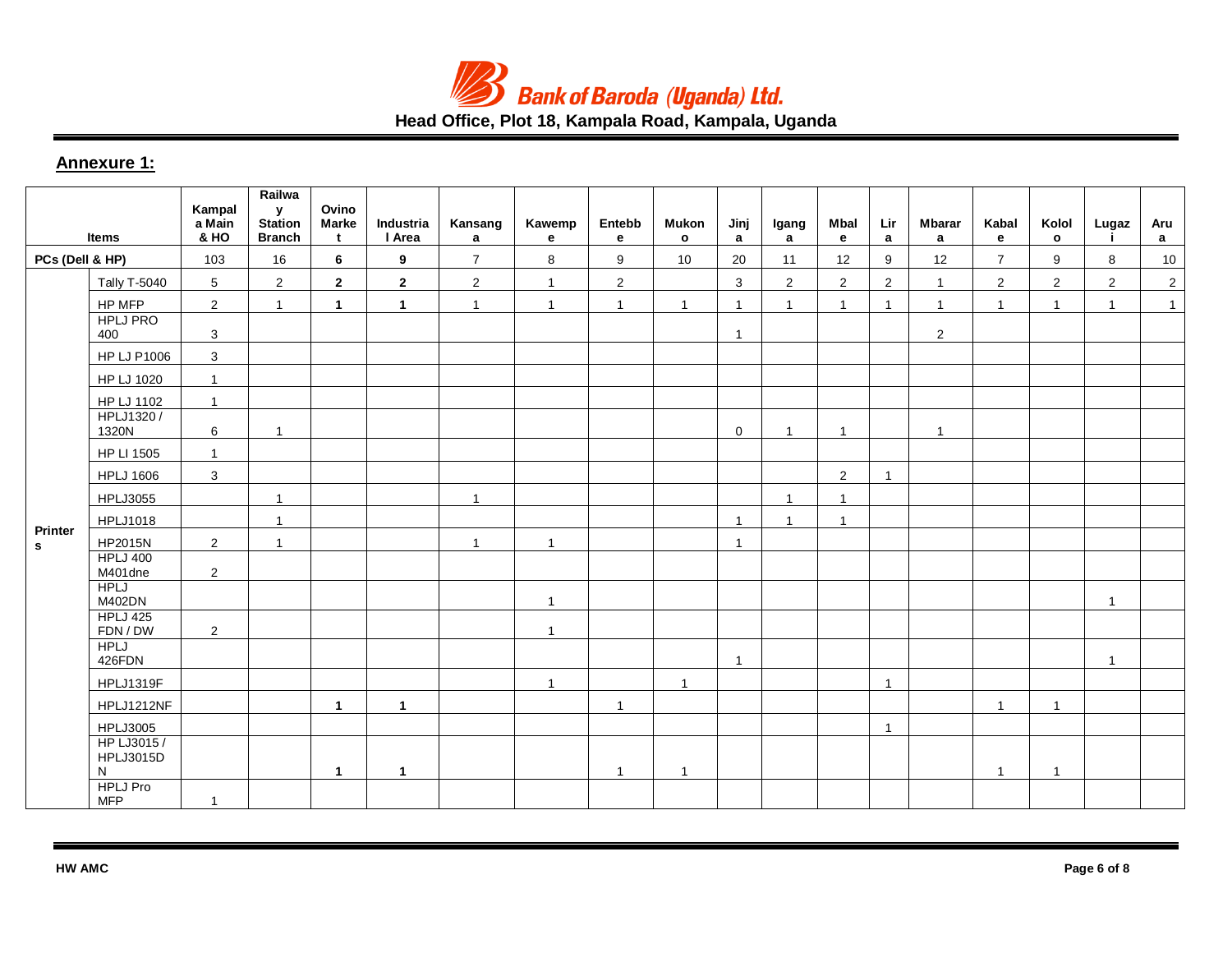## Annexure 1:

| Items | | Kampala Main & HO | Railway Station Branch | Ovino Market | Industrial Area | Kansanga | Kawempe | Entebbe | Mukono | Jinja | Iganga | Mbale | Lira | Mbarara | Kabale | Kololo | Lugazi | Arua |
|---|---|---|---|---|---|---|---|---|---|---|---|---|---|---|---|---|---|---|
| PCs (Dell & HP) | | 103 | 16 | **6** | **9** | 7 | 8 | 9 | 10 | 20 | 11 | 12 | 9 | 12 | 7 | 9 | 8 | 10 |
| Printers | Tally T-5040 | 5 | 2 | **2** | **2** | 2 | 1 | 2 | | 3 | 2 | 2 | 2 | 1 | 2 | 2 | 2 | 2 |
| | HP MFP | 2 | 1 | **1** | **1** | 1 | 1 | 1 | 1 | 1 | 1 | 1 | 1 | 1 | 1 | 1 | 1 | 1 |
| | HPLJ PRO 400 | 3 | | | | | | | | 1 | | | | 2 | | | | |
| | HP LJ P1006 | 3 | | | | | | | | | | | | | | | | |
| | HP LJ 1020 | 1 | | | | | | | | | | | | | | | | |
| | HP LJ 1102 | 1 | | | | | | | | | | | | | | | | |
| | HPLJ1320 / 1320N | 6 | 1 | | | | | | | 0 | 1 | 1 | | 1 | | | | |
| | HP LI 1505 | 1 | | | | | | | | | | | | | | | | |
| | HPLJ 1606 | 3 | | | | | | | | | | 2 | 1 | | | | | |
| | HPLJ3055 | | 1 | | | 1 | | | | | 1 | 1 | | | | | | |
| | HPLJ1018 | | 1 | | | | | | | 1 | 1 | 1 | | | | | | |
| | HP2015N | 2 | 1 | | | 1 | 1 | | | 1 | | | | | | | | |
| | HPLJ 400 M401dne | 2 | | | | | | | | | | | | | | | | |
| | HPLJ M402DN | | | | | | 1 | | | | | | | | | | 1 | |
| | HPLJ 425 FDN / DW | 2 | | | | | 1 | | | | | | | | | | | |
| | HPLJ 426FDN | | | | | | | | | 1 | | | | | | | 1 | |
| | HPLJ1319F | | | | | | 1 | | 1 | | | | 1 | | | | | |
| | HPLJ1212NF | | | **1** | **1** | | | 1 | | | | | | | 1 | 1 | | |
| | HPLJ3005 | | | | | | | | | | | | 1 | | | | | |
| | HP LJ3015 / HPLJ3015DN | | | **1** | **1** | | | 1 | 1 | | | | | | 1 | 1 | | |
| | HPLJ Pro MFP | 1 | | | | | | | | | | | | | | | | |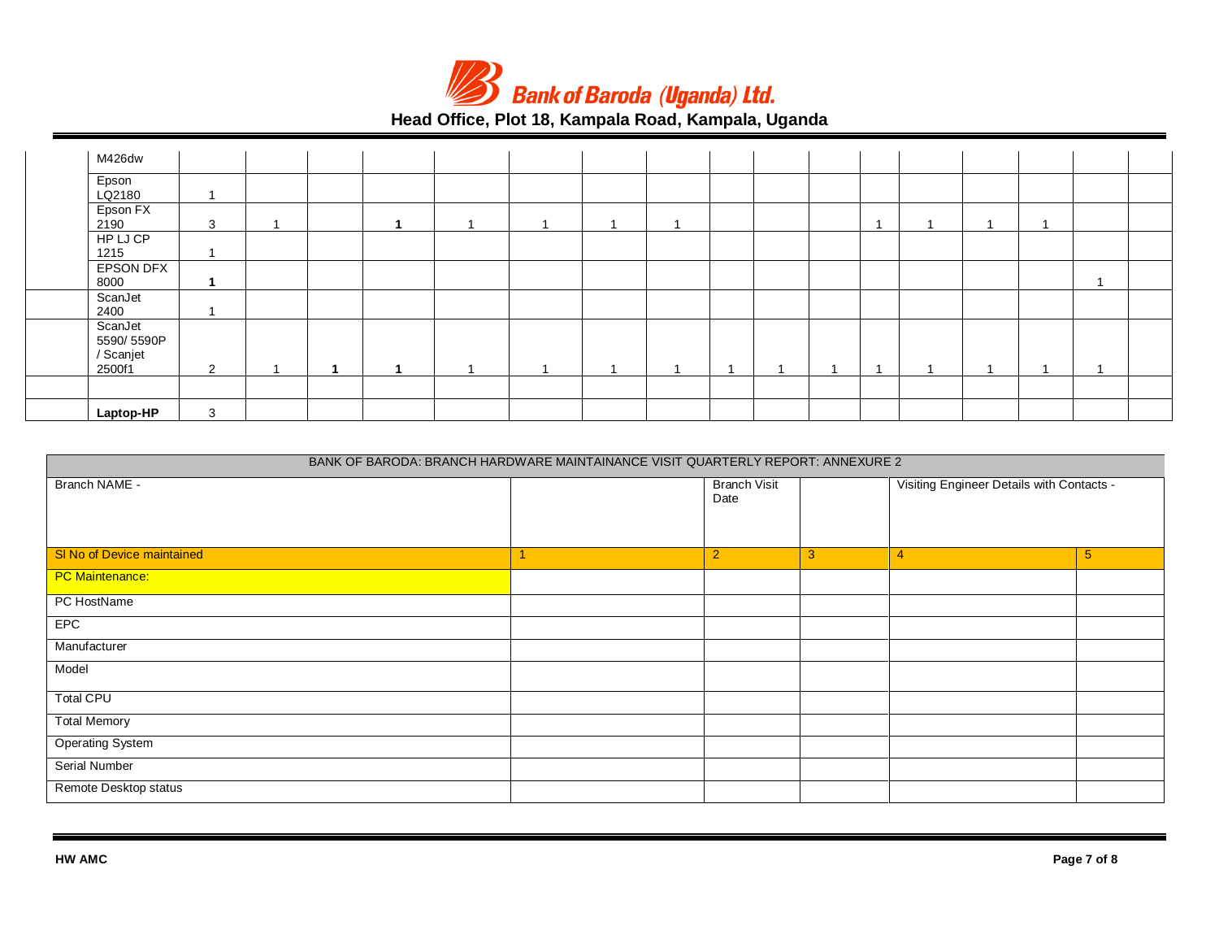| | | | | | | | | | | | | | | | | | | |
|---|---|---|---|---|---|---|---|---|---|---|---|---|---|---|---|---|---|---|
| | M426dw | | | | | | | | | | | | | | | | | |
| | Epson LQ2180 | 1 | | | | | | | | | | | | | | | | |
| | Epson FX 2190 | 3 | 1 | | **1** | 1 | 1 | 1 | 1 | | | | 1 | 1 | 1 | 1 | | |
| | HP LJ CP 1215 | 1 | | | | | | | | | | | | | | | | |
| | EPSON DFX 8000 | **1** | | | | | | | | | | | | | | | 1 | |
| | ScanJet 2400 | 1 | | | | | | | | | | | | | | | | |
| | ScanJet 5590/ 5590P / Scanjet 2500f1 | 2 | 1 | **1** | **1** | 1 | 1 | 1 | 1 | 1 | 1 | 1 | 1 | 1 | 1 | 1 | 1 | |
| | | | | | | | | | | | | | | | | | | |
| | **Laptop-HP** | 3 | | | | | | | | | | | | | | | | |

| BANK OF BARODA: BRANCH HARDWARE MAINTAINANCE VISIT QUARTERLY REPORT: ANNEXURE 2 | | | | | |
|---|---|---|---|---|---|
| Branch NAME - | | Branch Visit Date | | Visiting Engineer Details with Contacts - | |
| Sl No of Device maintained | 1 | 2 | 3 | 4 | 5 |
| PC Maintenance: | | | | | |
| PC HostName | | | | | |
| EPC | | | | | |
| Manufacturer | | | | | |
| Model | | | | | |
| Total CPU | | | | | |
| Total Memory | | | | | |
| Operating System | | | | | |
| Serial Number | | | | | |
| Remote Desktop status | | | | | |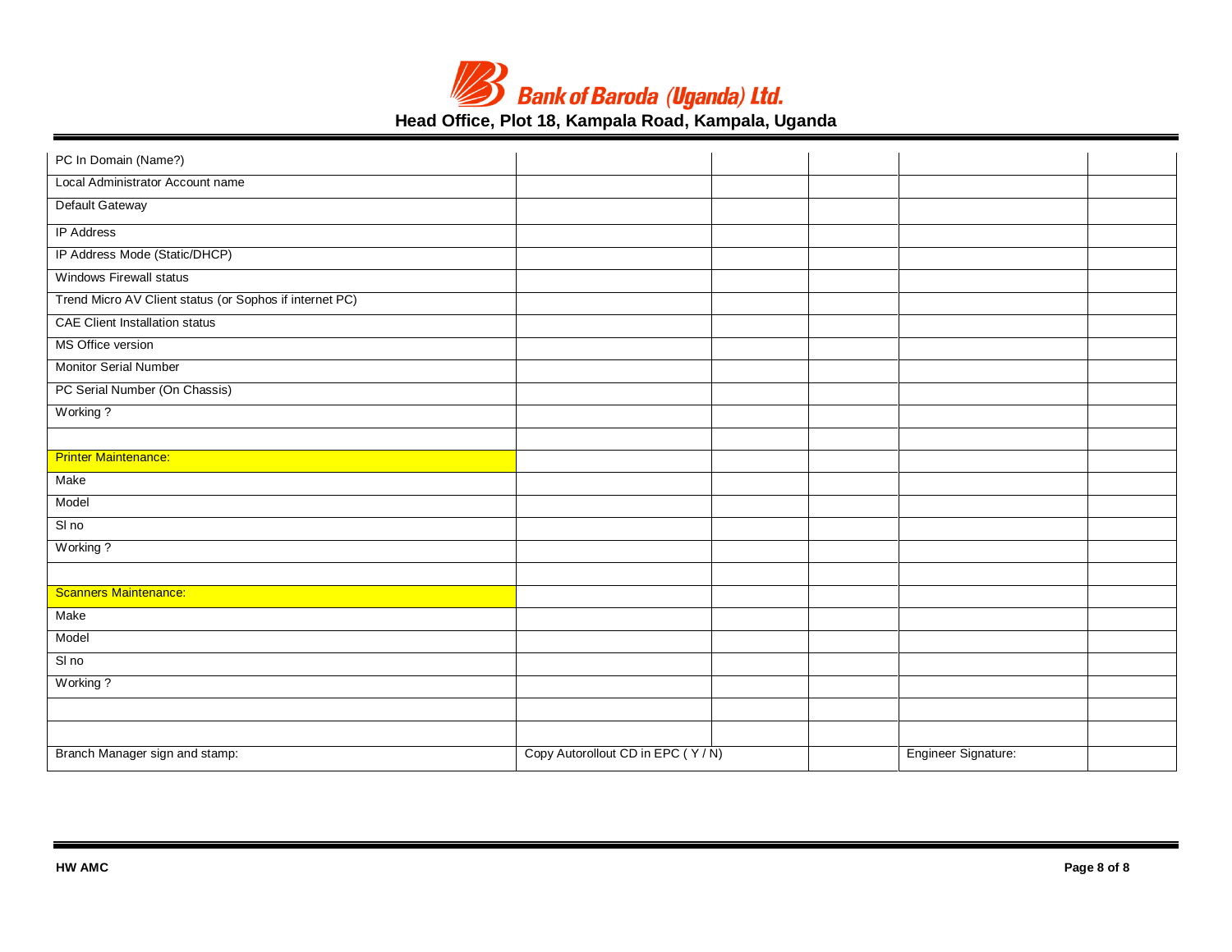| | | | | | |
|---|---|---|---|---|---|
| PC In Domain (Name?) | | | | | |
| Local Administrator Account name | | | | | |
| Default Gateway | | | | | |
| IP Address | | | | | |
| IP Address Mode (Static/DHCP) | | | | | |
| Windows Firewall status | | | | | |
| Trend Micro AV Client status (or Sophos if internet PC) | | | | | |
| CAE Client Installation status | | | | | |
| MS Office version | | | | | |
| Monitor Serial Number | | | | | |
| PC Serial Number (On Chassis) | | | | | |
| Working ? | | | | | |
| | | | | | |
| Printer Maintenance: | | | | | |
| Make | | | | | |
| Model | | | | | |
| Sl no | | | | | |
| Working ? | | | | | |
| | | | | | |
| Scanners Maintenance: | | | | | |
| Make | | | | | |
| Model | | | | | |
| Sl no | | | | | |
| Working ? | | | | | |
| | | | | | |
| | | | | | |
| Branch Manager sign and stamp: | Copy Autorollout CD in EPC ( Y / N) | | | Engineer Signature: | |